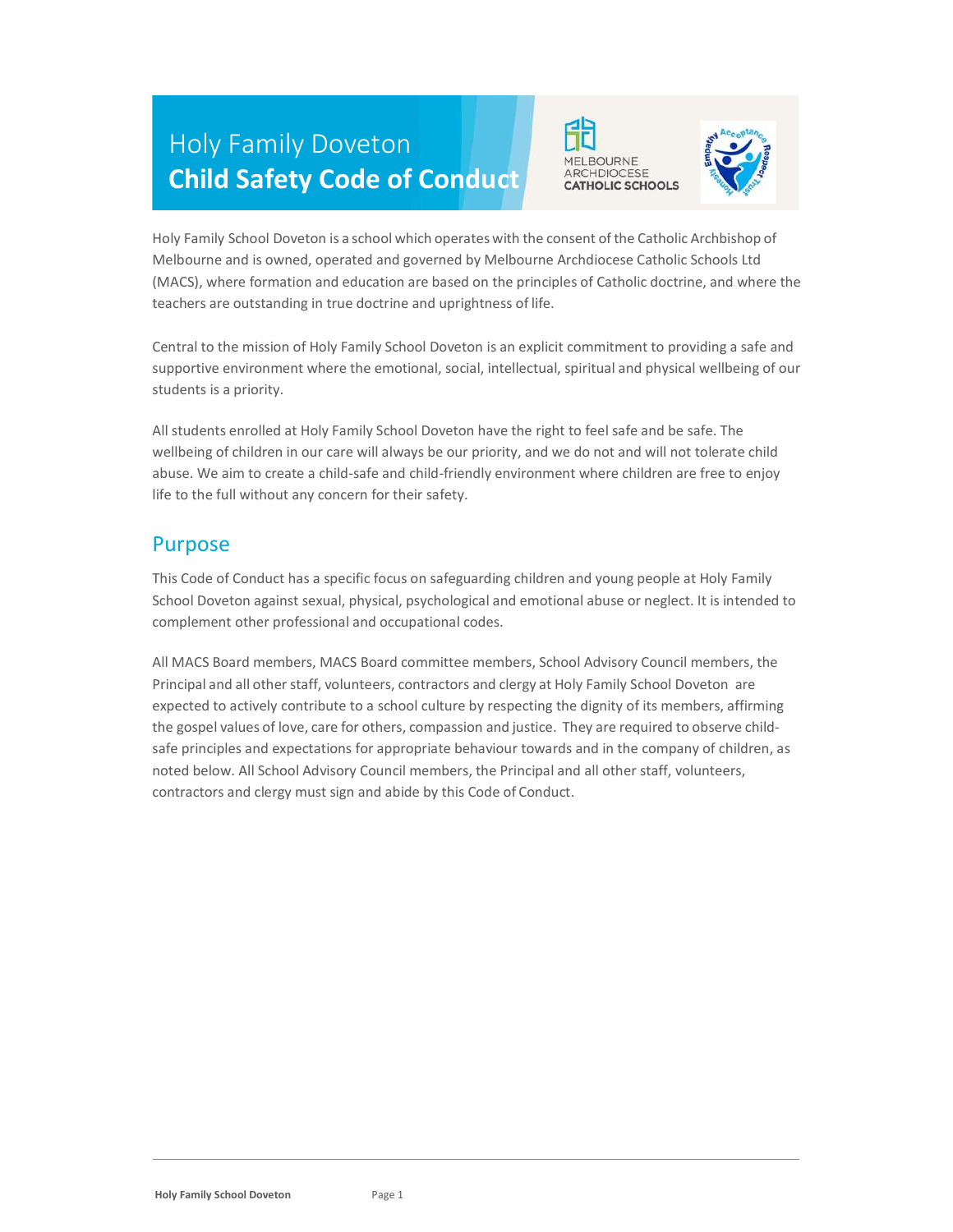# Holy Family Doveton
# **Child Safety Code of Conduct**

MELBOURNE ARCHDIOCESE CATHOLIC SCHOOLS

Holy Family School Doveton is a school which operates with the consent of the Catholic Archbishop of Melbourne and is owned, operated and governed by Melbourne Archdiocese Catholic Schools Ltd (MACS), where formation and education are based on the principles of Catholic doctrine, and where the teachers are outstanding in true doctrine and uprightness of life.

Central to the mission of Holy Family School Doveton is an explicit commitment to providing a safe and supportive environment where the emotional, social, intellectual, spiritual and physical wellbeing of our students is a priority.

All students enrolled at Holy Family School Doveton have the right to feel safe and be safe. The wellbeing of children in our care will always be our priority, and we do not and will not tolerate child abuse. We aim to create a child-safe and child-friendly environment where children are free to enjoy life to the full without any concern for their safety.

## Purpose

This Code of Conduct has a specific focus on safeguarding children and young people at Holy Family School Doveton against sexual, physical, psychological and emotional abuse or neglect. It is intended to complement other professional and occupational codes.

All MACS Board members, MACS Board committee members, School Advisory Council members, the Principal and all other staff, volunteers, contractors and clergy at Holy Family School Doveton are expected to actively contribute to a school culture by respecting the dignity of its members, affirming the gospel values of love, care for others, compassion and justice. They are required to observe child-safe principles and expectations for appropriate behaviour towards and in the company of children, as noted below. All School Advisory Council members, the Principal and all other staff, volunteers, contractors and clergy must sign and abide by this Code of Conduct.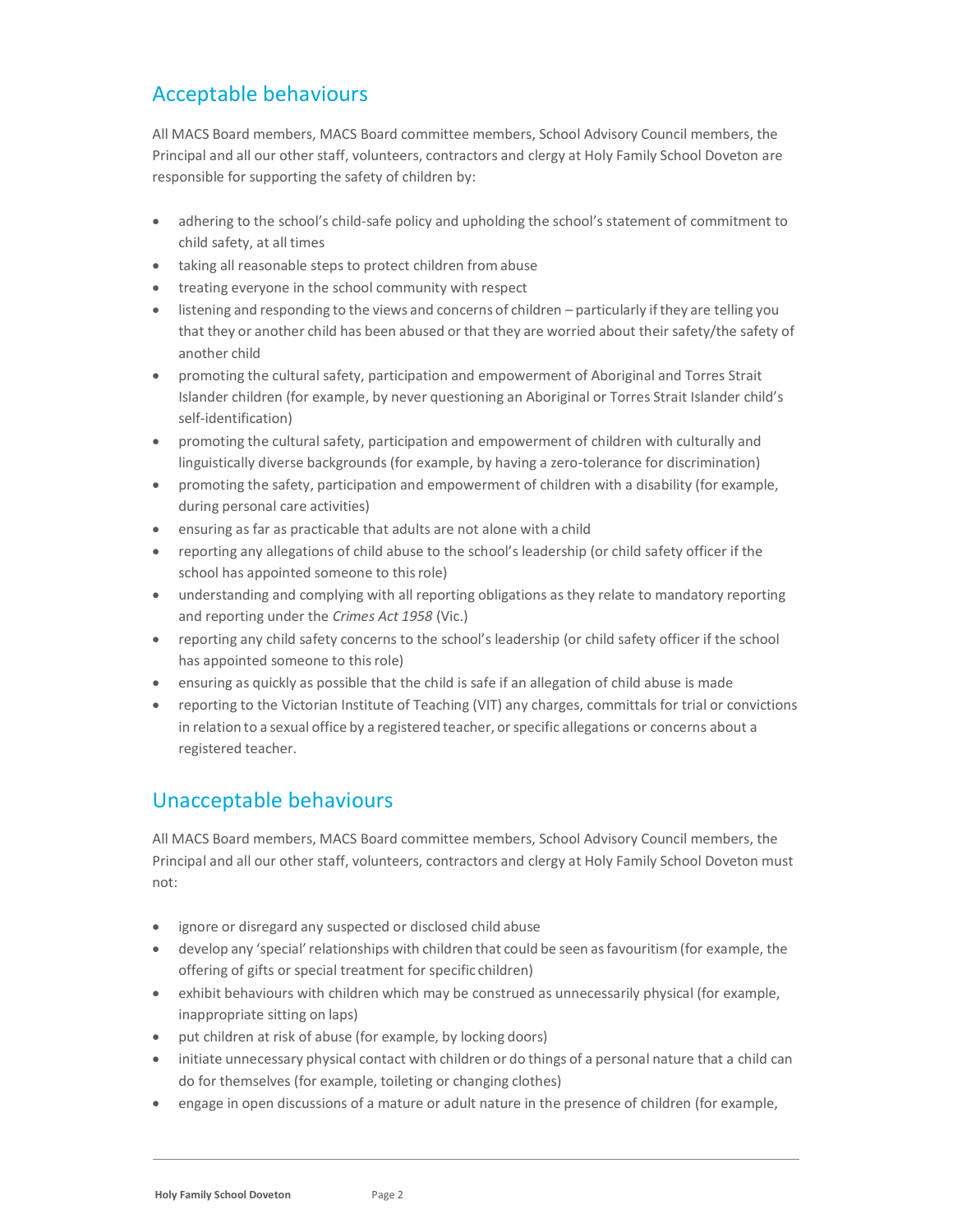## Acceptable behaviours

All MACS Board members, MACS Board committee members, School Advisory Council members, the Principal and all our other staff, volunteers, contractors and clergy at Holy Family School Doveton are responsible for supporting the safety of children by:

- adhering to the school's child-safe policy and upholding the school's statement of commitment to child safety, at all times
- taking all reasonable steps to protect children from abuse
- treating everyone in the school community with respect
- listening and responding to the views and concerns of children – particularly if they are telling you that they or another child has been abused or that they are worried about their safety/the safety of another child
- promoting the cultural safety, participation and empowerment of Aboriginal and Torres Strait Islander children (for example, by never questioning an Aboriginal or Torres Strait Islander child's self-identification)
- promoting the cultural safety, participation and empowerment of children with culturally and linguistically diverse backgrounds (for example, by having a zero-tolerance for discrimination)
- promoting the safety, participation and empowerment of children with a disability (for example, during personal care activities)
- ensuring as far as practicable that adults are not alone with a child
- reporting any allegations of child abuse to the school's leadership (or child safety officer if the school has appointed someone to this role)
- understanding and complying with all reporting obligations as they relate to mandatory reporting and reporting under the *Crimes Act 1958* (Vic.)
- reporting any child safety concerns to the school's leadership (or child safety officer if the school has appointed someone to this role)
- ensuring as quickly as possible that the child is safe if an allegation of child abuse is made
- reporting to the Victorian Institute of Teaching (VIT) any charges, committals for trial or convictions in relation to a sexual office by a registered teacher, or specific allegations or concerns about a registered teacher.

## Unacceptable behaviours

All MACS Board members, MACS Board committee members, School Advisory Council members, the Principal and all our other staff, volunteers, contractors and clergy at Holy Family School Doveton must not:

- ignore or disregard any suspected or disclosed child abuse
- develop any 'special' relationships with children that could be seen as favouritism (for example, the offering of gifts or special treatment for specific children)
- exhibit behaviours with children which may be construed as unnecessarily physical (for example, inappropriate sitting on laps)
- put children at risk of abuse (for example, by locking doors)
- initiate unnecessary physical contact with children or do things of a personal nature that a child can do for themselves (for example, toileting or changing clothes)
- engage in open discussions of a mature or adult nature in the presence of children (for example,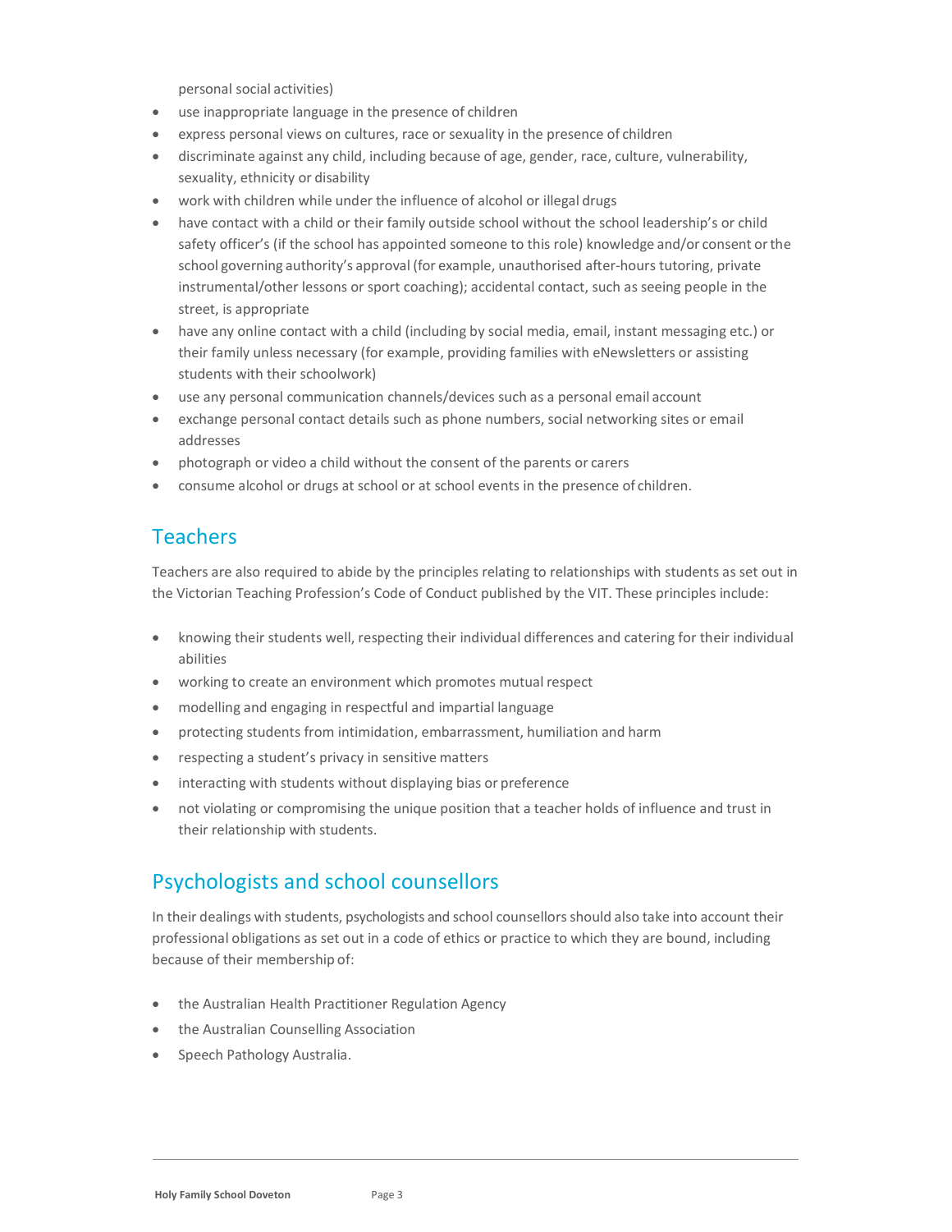personal social activities)

- use inappropriate language in the presence of children
- express personal views on cultures, race or sexuality in the presence of children
- discriminate against any child, including because of age, gender, race, culture, vulnerability, sexuality, ethnicity or disability
- work with children while under the influence of alcohol or illegal drugs
- have contact with a child or their family outside school without the school leadership's or child safety officer's (if the school has appointed someone to this role) knowledge and/or consent or the school governing authority's approval (for example, unauthorised after-hours tutoring, private instrumental/other lessons or sport coaching); accidental contact, such as seeing people in the street, is appropriate
- have any online contact with a child (including by social media, email, instant messaging etc.) or their family unless necessary (for example, providing families with eNewsletters or assisting students with their schoolwork)
- use any personal communication channels/devices such as a personal email account
- exchange personal contact details such as phone numbers, social networking sites or email addresses
- photograph or video a child without the consent of the parents or carers
- consume alcohol or drugs at school or at school events in the presence of children.

## Teachers

Teachers are also required to abide by the principles relating to relationships with students as set out in the Victorian Teaching Profession's Code of Conduct published by the VIT. These principles include:

- knowing their students well, respecting their individual differences and catering for their individual abilities
- working to create an environment which promotes mutual respect
- modelling and engaging in respectful and impartial language
- protecting students from intimidation, embarrassment, humiliation and harm
- respecting a student's privacy in sensitive matters
- interacting with students without displaying bias or preference
- not violating or compromising the unique position that a teacher holds of influence and trust in their relationship with students.

## Psychologists and school counsellors

In their dealings with students, psychologists and school counsellors should also take into account their professional obligations as set out in a code of ethics or practice to which they are bound, including because of their membership of:

- the Australian Health Practitioner Regulation Agency
- the Australian Counselling Association
- Speech Pathology Australia.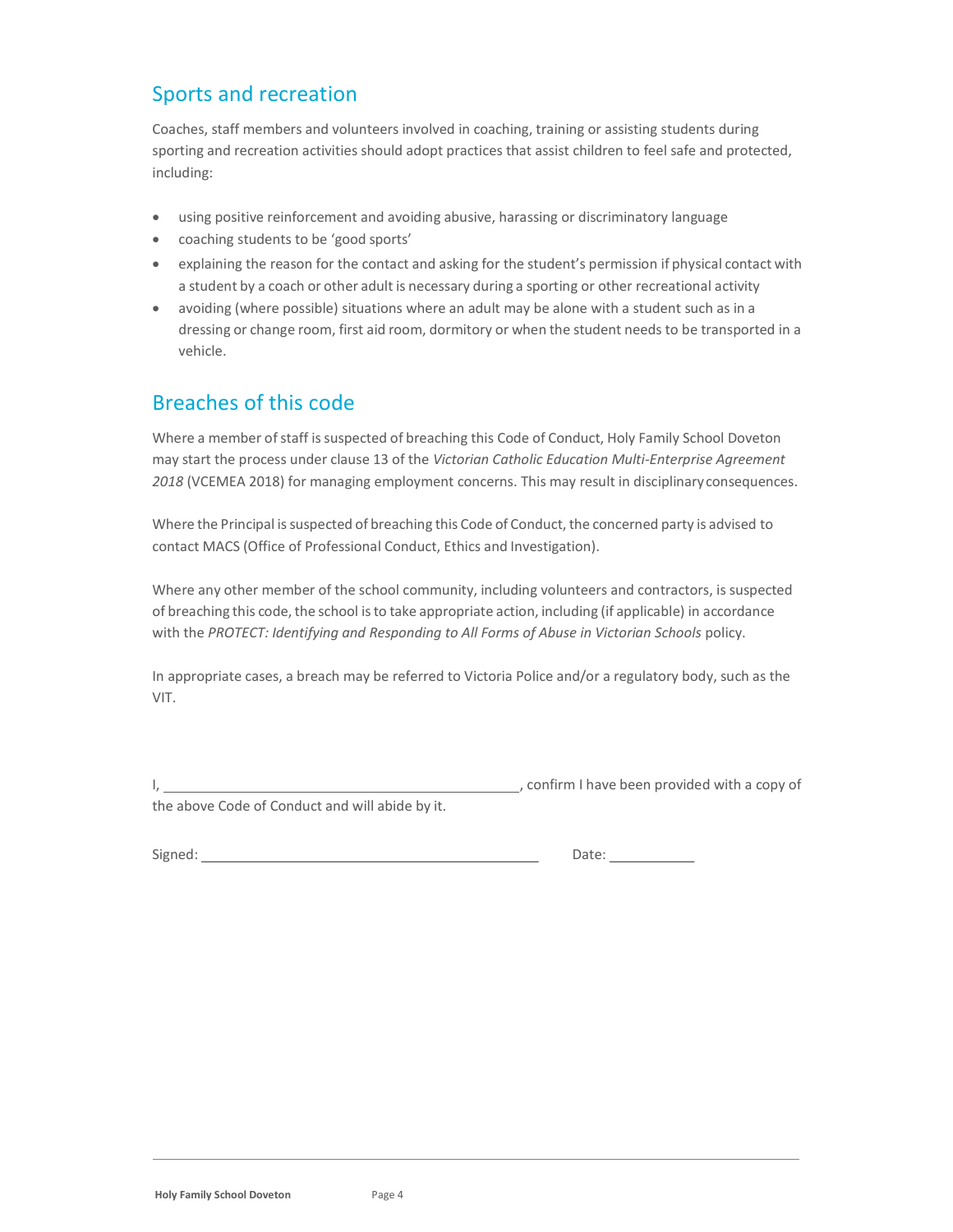## Sports and recreation

Coaches, staff members and volunteers involved in coaching, training or assisting students during sporting and recreation activities should adopt practices that assist children to feel safe and protected, including:

- using positive reinforcement and avoiding abusive, harassing or discriminatory language
- coaching students to be 'good sports'
- explaining the reason for the contact and asking for the student's permission if physical contact with a student by a coach or other adult is necessary during a sporting or other recreational activity
- avoiding (where possible) situations where an adult may be alone with a student such as in a dressing or change room, first aid room, dormitory or when the student needs to be transported in a vehicle.

## Breaches of this code

Where a member of staff is suspected of breaching this Code of Conduct, Holy Family School Doveton may start the process under clause 13 of the *Victorian Catholic Education Multi-Enterprise Agreement 2018* (VCEMEA 2018) for managing employment concerns. This may result in disciplinary consequences.

Where the Principal is suspected of breaching this Code of Conduct, the concerned party is advised to contact MACS (Office of Professional Conduct, Ethics and Investigation).

Where any other member of the school community, including volunteers and contractors, is suspected of breaching this code, the school is to take appropriate action, including (if applicable) in accordance with the *PROTECT: Identifying and Responding to All Forms of Abuse in Victorian Schools* policy.

In appropriate cases, a breach may be referred to Victoria Police and/or a regulatory body, such as the VIT.

I, ______________________________________________, confirm I have been provided with a copy of the above Code of Conduct and will abide by it.

Signed: ___________________________________________ Date: ___________